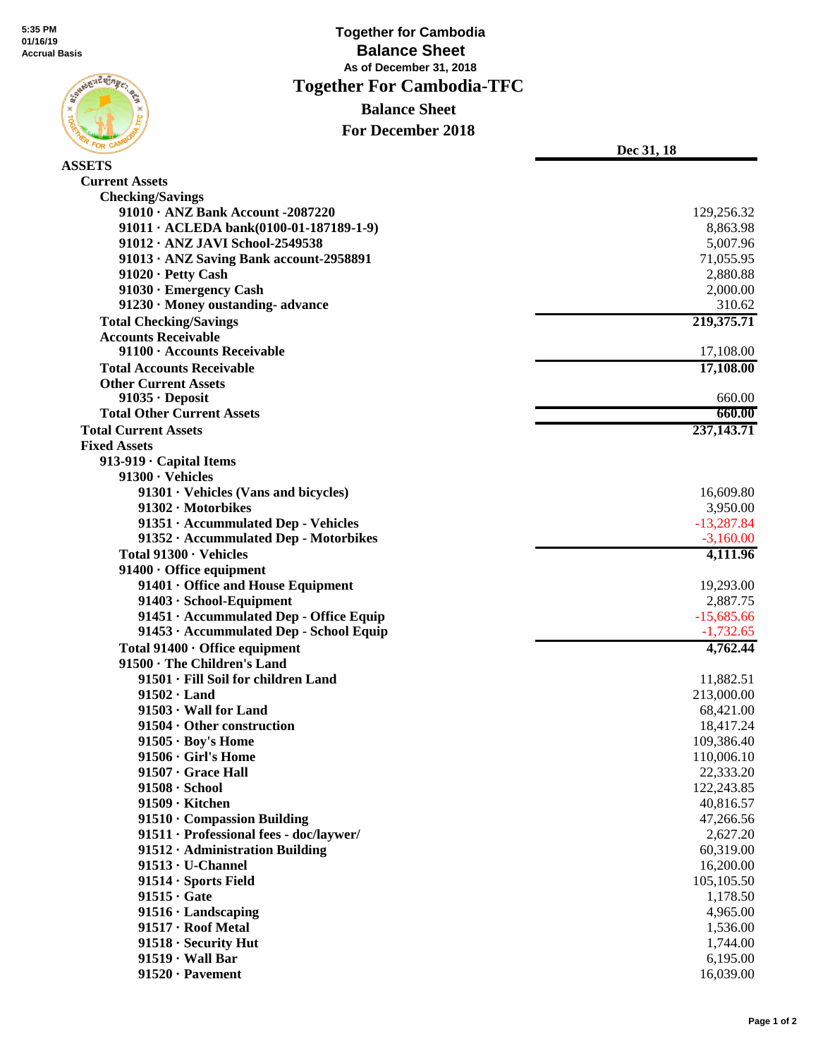5:35 PM
01/16/19
Accrual Basis

# Together for Cambodia
## Balance Sheet
### As of December 31, 2018

# Together For Cambodia-TFC
## Balance Sheet
### For December 2018

| | Dec 31, 18 |
|---|---|
| **ASSETS** | |
| **Current Assets** | |
| **Checking/Savings** | |
| **91010 · ANZ Bank Account -2087220** | 129,256.32 |
| **91011 · ACLEDA bank(0100-01-187189-1-9)** | 8,863.98 |
| **91012 · ANZ JAVI School-2549538** | 5,007.96 |
| **91013 · ANZ Saving Bank account-2958891** | 71,055.95 |
| **91020 · Petty Cash** | 2,880.88 |
| **91030 · Emergency Cash** | 2,000.00 |
| **91230 · Money oustanding- advance** | 310.62 |
| **Total Checking/Savings** | 219,375.71 |
| **Accounts Receivable** | |
| **91100 · Accounts Receivable** | 17,108.00 |
| **Total Accounts Receivable** | 17,108.00 |
| **Other Current Assets** | |
| **91035 · Deposit** | 660.00 |
| **Total Other Current Assets** | 660.00 |
| **Total Current Assets** | 237,143.71 |
| **Fixed Assets** | |
| **913-919 · Capital Items** | |
| **91300 · Vehicles** | |
| **91301 · Vehicles (Vans and bicycles)** | 16,609.80 |
| **91302 · Motorbikes** | 3,950.00 |
| **91351 · Accummulated Dep - Vehicles** | -13,287.84 |
| **91352 · Accummulated Dep - Motorbikes** | -3,160.00 |
| **Total 91300 · Vehicles** | 4,111.96 |
| **91400 · Office equipment** | |
| **91401 · Office and House Equipment** | 19,293.00 |
| **91403 · School-Equipment** | 2,887.75 |
| **91451 · Accummulated Dep - Office Equip** | -15,685.66 |
| **91453 · Accummulated Dep - School Equip** | -1,732.65 |
| **Total 91400 · Office equipment** | 4,762.44 |
| **91500 · The Children's Land** | |
| **91501 · Fill Soil for children Land** | 11,882.51 |
| **91502 · Land** | 213,000.00 |
| **91503 · Wall for Land** | 68,421.00 |
| **91504 · Other construction** | 18,417.24 |
| **91505 · Boy's Home** | 109,386.40 |
| **91506 · Girl's Home** | 110,006.10 |
| **91507 · Grace Hall** | 22,333.20 |
| **91508 · School** | 122,243.85 |
| **91509 · Kitchen** | 40,816.57 |
| **91510 · Compassion Building** | 47,266.56 |
| **91511 · Professional fees - doc/laywer/** | 2,627.20 |
| **91512 · Administration Building** | 60,319.00 |
| **91513 · U-Channel** | 16,200.00 |
| **91514 · Sports Field** | 105,105.50 |
| **91515 · Gate** | 1,178.50 |
| **91516 · Landscaping** | 4,965.00 |
| **91517 · Roof Metal** | 1,536.00 |
| **91518 · Security Hut** | 1,744.00 |
| **91519 · Wall Bar** | 6,195.00 |
| **91520 · Pavement** | 16,039.00 |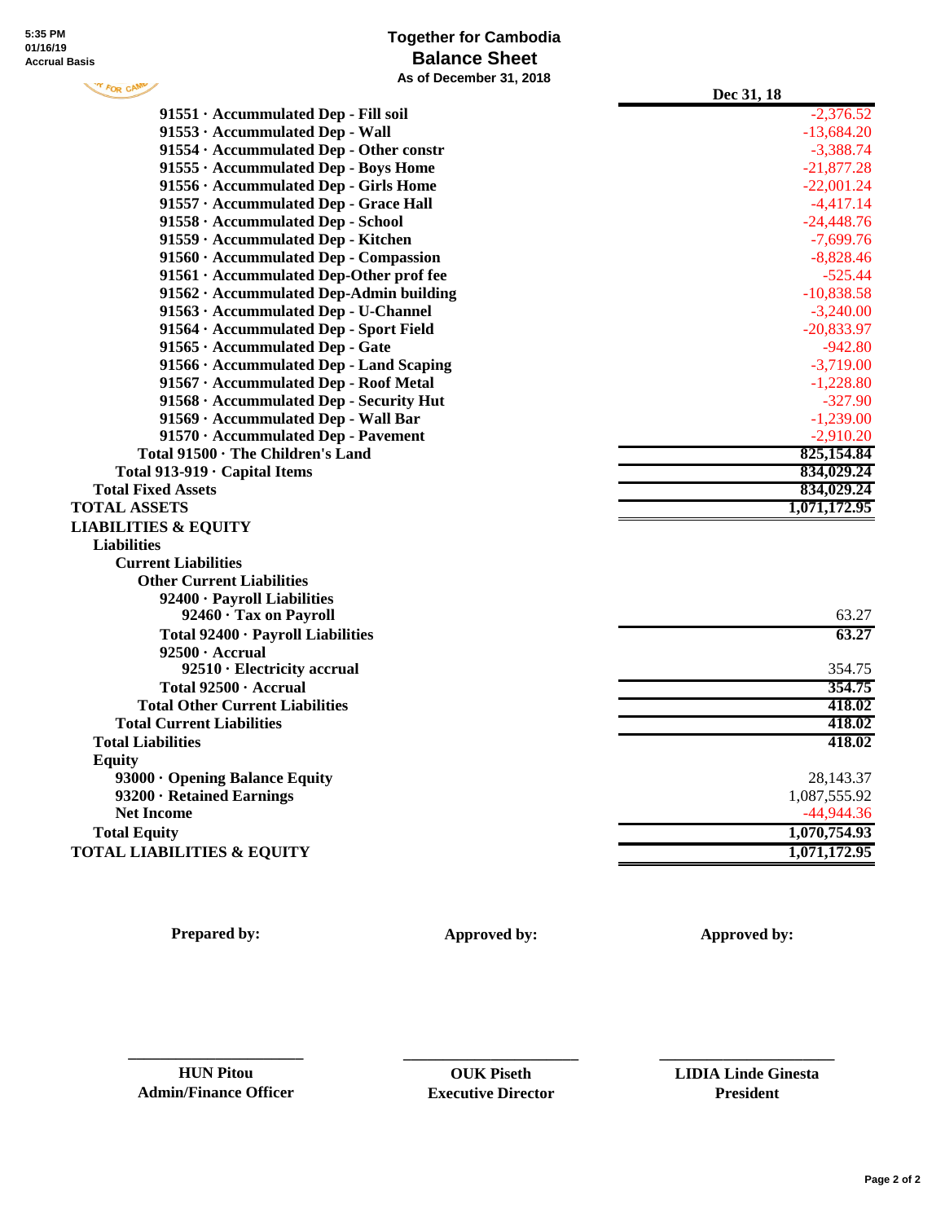# Together for Cambodia
## Balance Sheet
### As of December 31, 2018

5:35 PM
01/16/19
Accrual Basis

| | Dec 31, 18 |
|---|---|
| 91551 · Accummulated Dep - Fill soil | -2,376.52 |
| 91553 · Accummulated Dep - Wall | -13,684.20 |
| 91554 · Accummulated Dep - Other constr | -3,388.74 |
| 91555 · Accummulated Dep - Boys Home | -21,877.28 |
| 91556 · Accummulated Dep - Girls Home | -22,001.24 |
| 91557 · Accummulated Dep - Grace Hall | -4,417.14 |
| 91558 · Accummulated Dep - School | -24,448.76 |
| 91559 · Accummulated Dep - Kitchen | -7,699.76 |
| 91560 · Accummulated Dep - Compassion | -8,828.46 |
| 91561 · Accummulated Dep-Other prof fee | -525.44 |
| 91562 · Accummulated Dep-Admin building | -10,838.58 |
| 91563 · Accummulated Dep - U-Channel | -3,240.00 |
| 91564 · Accummulated Dep - Sport Field | -20,833.97 |
| 91565 · Accummulated Dep - Gate | -942.80 |
| 91566 · Accummulated Dep - Land Scaping | -3,719.00 |
| 91567 · Accummulated Dep - Roof Metal | -1,228.80 |
| 91568 · Accummulated Dep - Security Hut | -327.90 |
| 91569 · Accummulated Dep - Wall Bar | -1,239.00 |
| 91570 · Accummulated Dep - Pavement | -2,910.20 |
| **Total 91500 · The Children's Land** | **825,154.84** |
| **Total 913-919 · Capital Items** | **834,029.24** |
| **Total Fixed Assets** | **834,029.24** |
| **TOTAL ASSETS** | **1,071,172.95** |
| **LIABILITIES & EQUITY** | |
| **Liabilities** | |
| **Current Liabilities** | |
| **Other Current Liabilities** | |
| 92400 · Payroll Liabilities | |
| 92460 · Tax on Payroll | 63.27 |
| **Total 92400 · Payroll Liabilities** | **63.27** |
| 92500 · Accrual | |
| 92510 · Electricity accrual | 354.75 |
| **Total 92500 · Accrual** | **354.75** |
| **Total Other Current Liabilities** | **418.02** |
| **Total Current Liabilities** | **418.02** |
| **Total Liabilities** | **418.02** |
| **Equity** | |
| 93000 · Opening Balance Equity | 28,143.37 |
| 93200 · Retained Earnings | 1,087,555.92 |
| Net Income | -44,944.36 |
| **Total Equity** | **1,070,754.93** |
| **TOTAL LIABILITIES & EQUITY** | **1,071,172.95** |

| Prepared by: | Approved by: | Approved by: |
|---|---|---|
| ____________________ | ____________________ | ____________________ |
| **HUN Pitou** | **OUK Piseth** | **LIDIA Linde Ginesta** |
| **Admin/Finance Officer** | **Executive Director** | **President** |